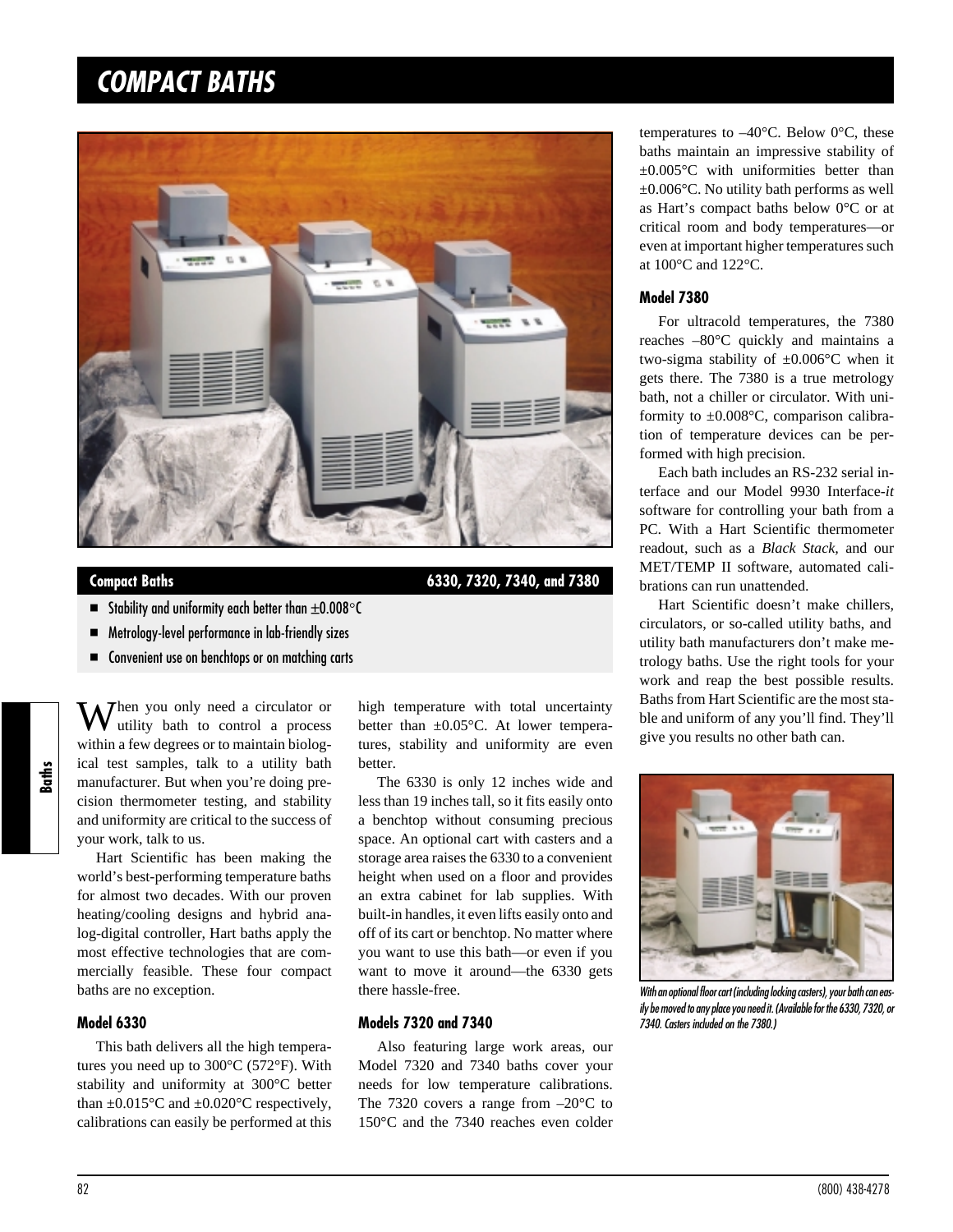# COMPACT BATHS

**Compact Baths** **6330, 7320, 7340, and 7380**

- Stability and uniformity each better than ±0.008°C
- Metrology-level performance in lab-friendly sizes
- Convenient use on benchtops or on matching carts

When you only need a circulator or utility bath to control a process within a few degrees or to maintain biological test samples, talk to a utility bath manufacturer. But when you're doing precision thermometer testing, and stability and uniformity are critical to the success of your work, talk to us.

Hart Scientific has been making the world's best-performing temperature baths for almost two decades. With our proven heating/cooling designs and hybrid analog-digital controller, Hart baths apply the most effective technologies that are commercially feasible. These four compact baths are no exception.

### Model 6330

This bath delivers all the high temperatures you need up to 300°C (572°F). With stability and uniformity at 300°C better than ±0.015°C and ±0.020°C respectively, calibrations can easily be performed at this high temperature with total uncertainty better than ±0.05°C. At lower temperatures, stability and uniformity are even better.

The 6330 is only 12 inches wide and less than 19 inches tall, so it fits easily onto a benchtop without consuming precious space. An optional cart with casters and a storage area raises the 6330 to a convenient height when used on a floor and provides an extra cabinet for lab supplies. With built-in handles, it even lifts easily onto and off of its cart or benchtop. No matter where you want to use this bath—or even if you want to move it around—the 6330 gets there hassle-free.

### Models 7320 and 7340

Also featuring large work areas, our Model 7320 and 7340 baths cover your needs for low temperature calibrations. The 7320 covers a range from –20°C to 150°C and the 7340 reaches even colder temperatures to –40°C. Below 0°C, these baths maintain an impressive stability of ±0.005°C with uniformities better than ±0.006°C. No utility bath performs as well as Hart's compact baths below 0°C or at critical room and body temperatures—or even at important higher temperatures such at 100°C and 122°C.

### Model 7380

For ultracold temperatures, the 7380 reaches –80°C quickly and maintains a two-sigma stability of ±0.006°C when it gets there. The 7380 is a true metrology bath, not a chiller or circulator. With uniformity to ±0.008°C, comparison calibration of temperature devices can be performed with high precision.

Each bath includes an RS-232 serial interface and our Model 9930 Interface-*it* software for controlling your bath from a PC. With a Hart Scientific thermometer readout, such as a *Black Stack*, and our MET/TEMP II software, automated calibrations can run unattended.

Hart Scientific doesn't make chillers, circulators, or so-called utility baths, and utility bath manufacturers don't make metrology baths. Use the right tools for your work and reap the best possible results. Baths from Hart Scientific are the most stable and uniform of any you'll find. They'll give you results no other bath can.

*With an optional floor cart (including locking casters), your bath can easily be moved to any place you need it. (Available for the 6330, 7320, or 7340. Casters included on the 7380.)*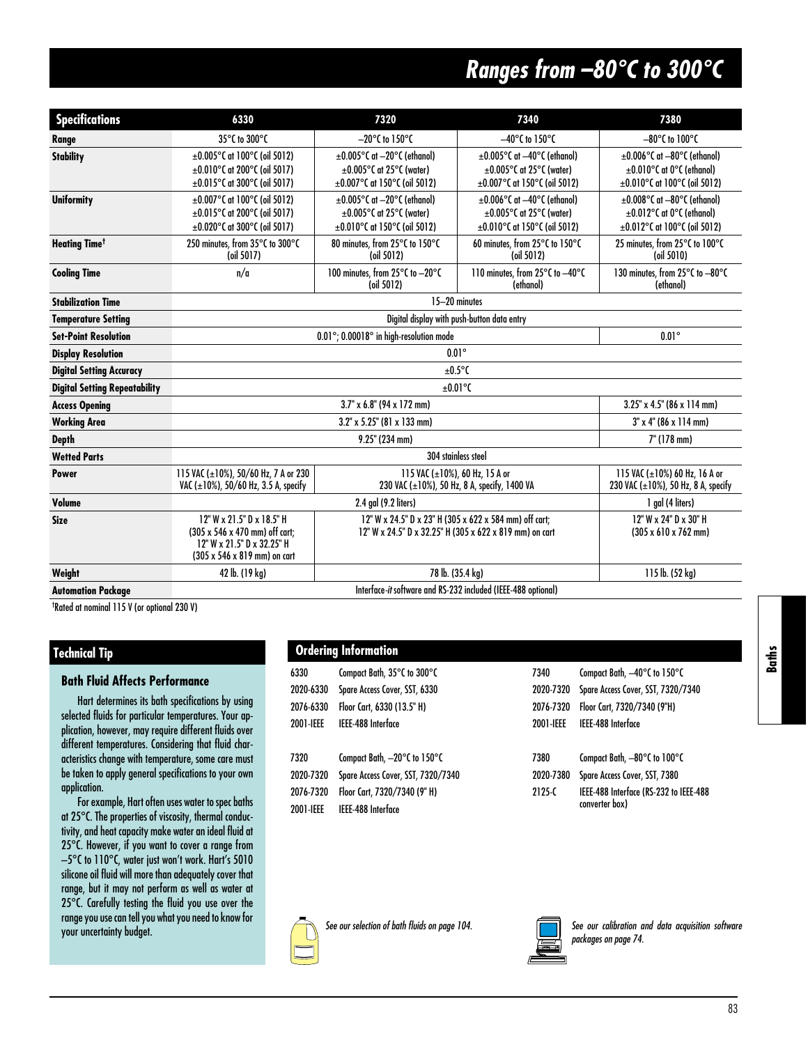# Ranges from –80°C to 300°C

| Specifications | 6330 | 7320 | 7340 | 7380 |
|---|---|---|---|---|
| **Range** | 35°C to 300°C | –20°C to 150°C | –40°C to 150°C | –80°C to 100°C |
| **Stability** | ±0.005°C at 100°C (oil 5012)<br>±0.010°C at 200°C (oil 5017)<br>±0.015°C at 300°C (oil 5017) | ±0.005°C at –20°C (ethanol)<br>±0.005°C at 25°C (water)<br>±0.007°C at 150°C (oil 5012) | ±0.005°C at –40°C (ethanol)<br>±0.005°C at 25°C (water)<br>±0.007°C at 150°C (oil 5012) | ±0.006°C at –80°C (ethanol)<br>±0.010°C at 0°C (ethanol)<br>±0.010°C at 100°C (oil 5012) |
| **Uniformity** | ±0.007°C at 100°C (oil 5012)<br>±0.015°C at 200°C (oil 5017)<br>±0.020°C at 300°C (oil 5017) | ±0.005°C at –20°C (ethanol)<br>±0.005°C at 25°C (water)<br>±0.010°C at 150°C (oil 5012) | ±0.006°C at –40°C (ethanol)<br>±0.005°C at 25°C (water)<br>±0.010°C at 150°C (oil 5012) | ±0.008°C at –80°C (ethanol)<br>±0.012°C at 0°C (ethanol)<br>±0.012°C at 100°C (oil 5012) |
| **Heating Time**[†] | 250 minutes, from 35°C to 300°C (oil 5017) | 80 minutes, from 25°C to 150°C (oil 5012) | 60 minutes, from 25°C to 150°C (oil 5012) | 25 minutes, from 25°C to 100°C (oil 5010) |
| **Cooling Time** | n/a | 100 minutes, from 25°C to –20°C (oil 5012) | 110 minutes, from 25°C to –40°C (ethanol) | 130 minutes, from 25°C to –80°C (ethanol) |
| **Stabilization Time** | 15–20 minutes | | | |
| **Temperature Setting** | Digital display with push-button data entry | | | |
| **Set-Point Resolution** | 0.01°; 0.00018° in high-resolution mode | | | 0.01° |
| **Display Resolution** | 0.01° | | | |
| **Digital Setting Accuracy** | ±0.5°C | | | |
| **Digital Setting Repeatability** | ±0.01°C | | | |
| **Access Opening** | 3.7" x 6.8" (94 x 172 mm) | | | 3.25" x 4.5" (86 x 114 mm) |
| **Working Area** | 3.2" x 5.25" (81 x 133 mm) | | | 3" x 4" (86 x 114 mm) |
| **Depth** | 9.25" (234 mm) | | | 7" (178 mm) |
| **Wetted Parts** | 304 stainless steel | | | |
| **Power** | 115 VAC (±10%), 50/60 Hz, 7 A or 230 VAC (±10%), 50/60 Hz, 3.5 A, specify | 115 VAC (±10%), 60 Hz, 15 A or 230 VAC (±10%), 50 Hz, 8 A, specify, 1400 VA | | 115 VAC (±10%) 60 Hz, 16 A or 230 VAC (±10%), 50 Hz, 8 A, specify |
| **Volume** | 2.4 gal (9.2 liters) | | | 1 gal (4 liters) |
| **Size** | 12" W x 21.5" D x 18.5" H (305 x 546 x 470 mm) off cart; 12" W x 21.5" D x 32.25" H (305 x 546 x 819 mm) on cart | 12" W x 24.5" D x 23" H (305 x 622 x 584 mm) off cart; 12" W x 24.5" D x 32.25" H (305 x 622 x 819 mm) on cart | | 12" W x 24" D x 30" H (305 x 610 x 762 mm) |
| **Weight** | 42 lb. (19 kg) | 78 lb. (35.4 kg) | | 115 lb. (52 kg) |
| **Automation Package** | Interface-*it* software and RS-232 included (IEEE-488 optional) | | | |

[†]Rated at nominal 115 V (or optional 230 V)

## Technical Tip

### Bath Fluid Affects Performance

Hart determines its bath specifications by using selected fluids for particular temperatures. Your application, however, may require different fluids over different temperatures. Considering that fluid characteristics change with temperature, some care must be taken to apply general specifications to your own application.

For example, Hart often uses water to spec baths at 25°C. The properties of viscosity, thermal conductivity, and heat capacity make water an ideal fluid at 25°C. However, if you want to cover a range from –5°C to 110°C, water just won't work. Hart's 5010 silicone oil fluid will more than adequately cover that range, but it may not perform as well as water at 25°C. Carefully testing the fluid you use over the range you use can tell you what you need to know for your uncertainty budget.

## Ordering Information

| | |
|---|---|
| 6330 | Compact Bath, 35°C to 300°C |
| 2020-6330 | Spare Access Cover, SST, 6330 |
| 2076-6330 | Floor Cart, 6330 (13.5" H) |
| 2001-IEEE | IEEE-488 Interface |
| 7320 | Compact Bath, –20°C to 150°C |
| 2020-7320 | Spare Access Cover, SST, 7320/7340 |
| 2076-7320 | Floor Cart, 7320/7340 (9" H) |
| 2001-IEEE | IEEE-488 Interface |
| 7340 | Compact Bath, –40°C to 150°C |
| 2020-7320 | Spare Access Cover, SST, 7320/7340 |
| 2076-7320 | Floor Cart, 7320/7340 (9"H) |
| 2001-IEEE | IEEE-488 Interface |
| 7380 | Compact Bath, –80°C to 100°C |
| 2020-7380 | Spare Access Cover, SST, 7380 |
| 2125-C | IEEE-488 Interface (RS-232 to IEEE-488 converter box) |

*See our selection of bath fluids on page 104.*

*See our calibration and data acquisition software packages on page 74.*

Baths